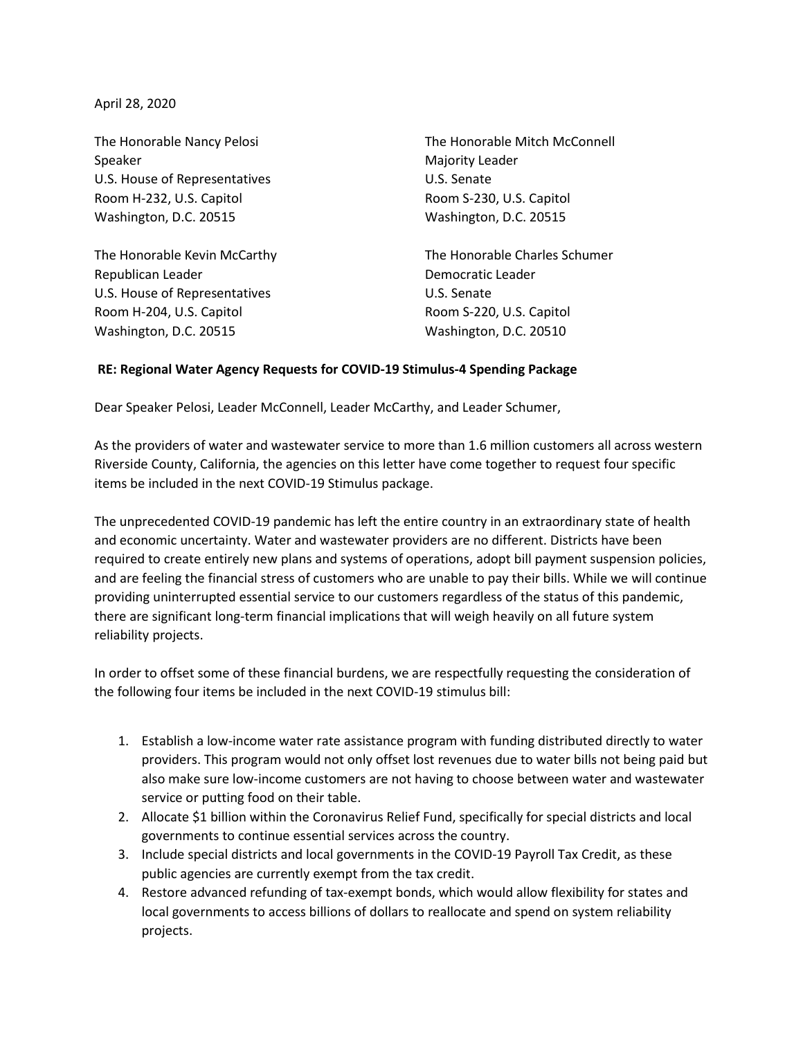April 28, 2020

The Honorable Nancy Pelosi
Speaker
U.S. House of Representatives
Room H-232, U.S. Capitol
Washington, D.C. 20515

The Honorable Mitch McConnell
Majority Leader
U.S. Senate
Room S-230, U.S. Capitol
Washington, D.C. 20515

The Honorable Kevin McCarthy
Republican Leader
U.S. House of Representatives
Room H-204, U.S. Capitol
Washington, D.C. 20515

The Honorable Charles Schumer
Democratic Leader
U.S. Senate
Room S-220, U.S. Capitol
Washington, D.C. 20510

**RE: Regional Water Agency Requests for COVID-19 Stimulus-4 Spending Package**

Dear Speaker Pelosi, Leader McConnell, Leader McCarthy, and Leader Schumer,

As the providers of water and wastewater service to more than 1.6 million customers all across western Riverside County, California, the agencies on this letter have come together to request four specific items be included in the next COVID-19 Stimulus package.

The unprecedented COVID-19 pandemic has left the entire country in an extraordinary state of health and economic uncertainty. Water and wastewater providers are no different. Districts have been required to create entirely new plans and systems of operations, adopt bill payment suspension policies, and are feeling the financial stress of customers who are unable to pay their bills. While we will continue providing uninterrupted essential service to our customers regardless of the status of this pandemic, there are significant long-term financial implications that will weigh heavily on all future system reliability projects.

In order to offset some of these financial burdens, we are respectfully requesting the consideration of the following four items be included in the next COVID-19 stimulus bill:

1. Establish a low-income water rate assistance program with funding distributed directly to water providers. This program would not only offset lost revenues due to water bills not being paid but also make sure low-income customers are not having to choose between water and wastewater service or putting food on their table.
2. Allocate $1 billion within the Coronavirus Relief Fund, specifically for special districts and local governments to continue essential services across the country.
3. Include special districts and local governments in the COVID-19 Payroll Tax Credit, as these public agencies are currently exempt from the tax credit.
4. Restore advanced refunding of tax-exempt bonds, which would allow flexibility for states and local governments to access billions of dollars to reallocate and spend on system reliability projects.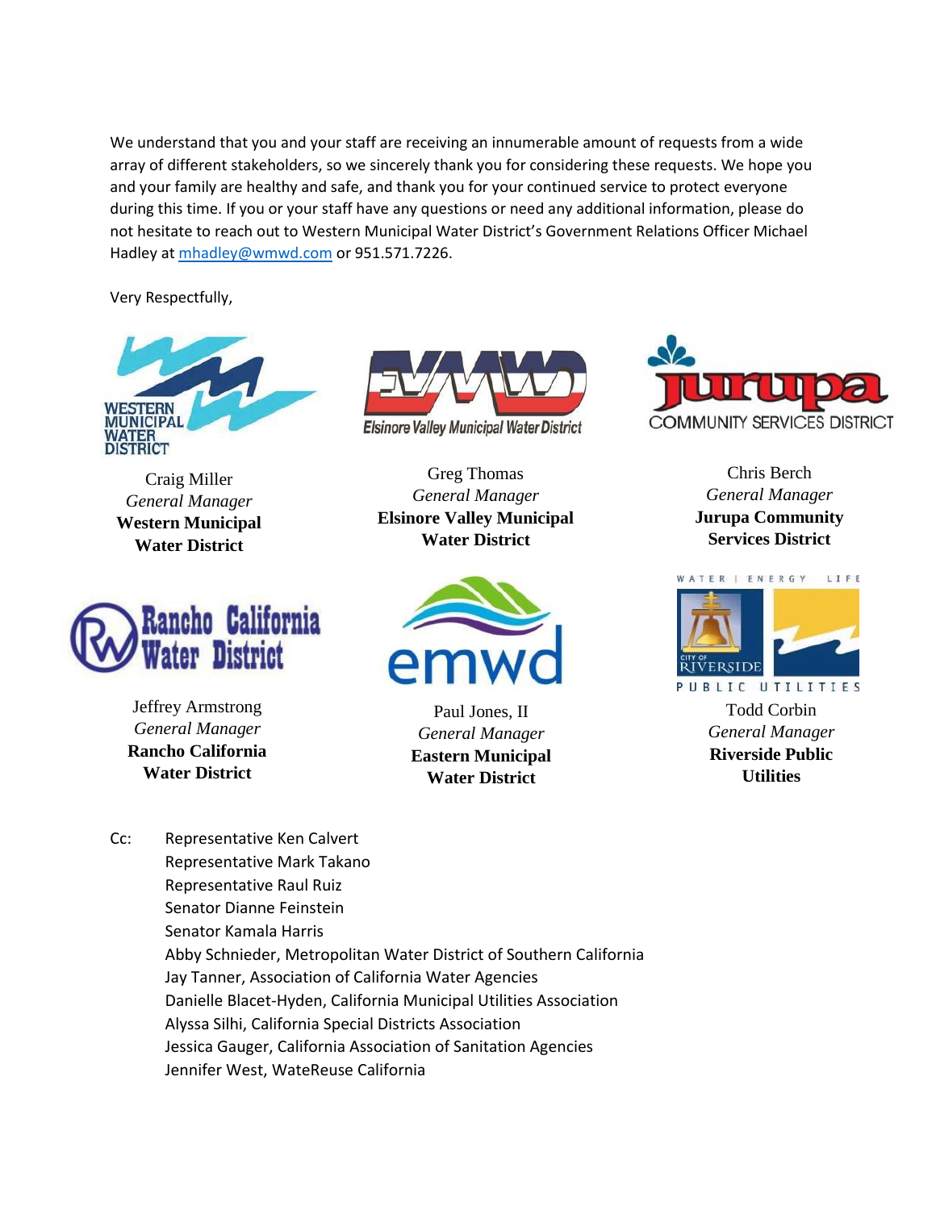We understand that you and your staff are receiving an innumerable amount of requests from a wide array of different stakeholders, so we sincerely thank you for considering these requests. We hope you and your family are healthy and safe, and thank you for your continued service to protect everyone during this time. If you or your staff have any questions or need any additional information, please do not hesitate to reach out to Western Municipal Water District's Government Relations Officer Michael Hadley at mhadley@wmwd.com or 951.571.7226.

Very Respectfully,

Craig Miller
*General Manager*
**Western Municipal Water District**

Greg Thomas
*General Manager*
**Elsinore Valley Municipal Water District**

Chris Berch
*General Manager*
**Jurupa Community Services District**

Jeffrey Armstrong
*General Manager*
**Rancho California Water District**

Paul Jones, II
*General Manager*
**Eastern Municipal Water District**

Todd Corbin
*General Manager*
**Riverside Public Utilities**

Cc: Representative Ken Calvert
Representative Mark Takano
Representative Raul Ruiz
Senator Dianne Feinstein
Senator Kamala Harris
Abby Schnieder, Metropolitan Water District of Southern California
Jay Tanner, Association of California Water Agencies
Danielle Blacet-Hyden, California Municipal Utilities Association
Alyssa Silhi, California Special Districts Association
Jessica Gauger, California Association of Sanitation Agencies
Jennifer West, WateReuse California